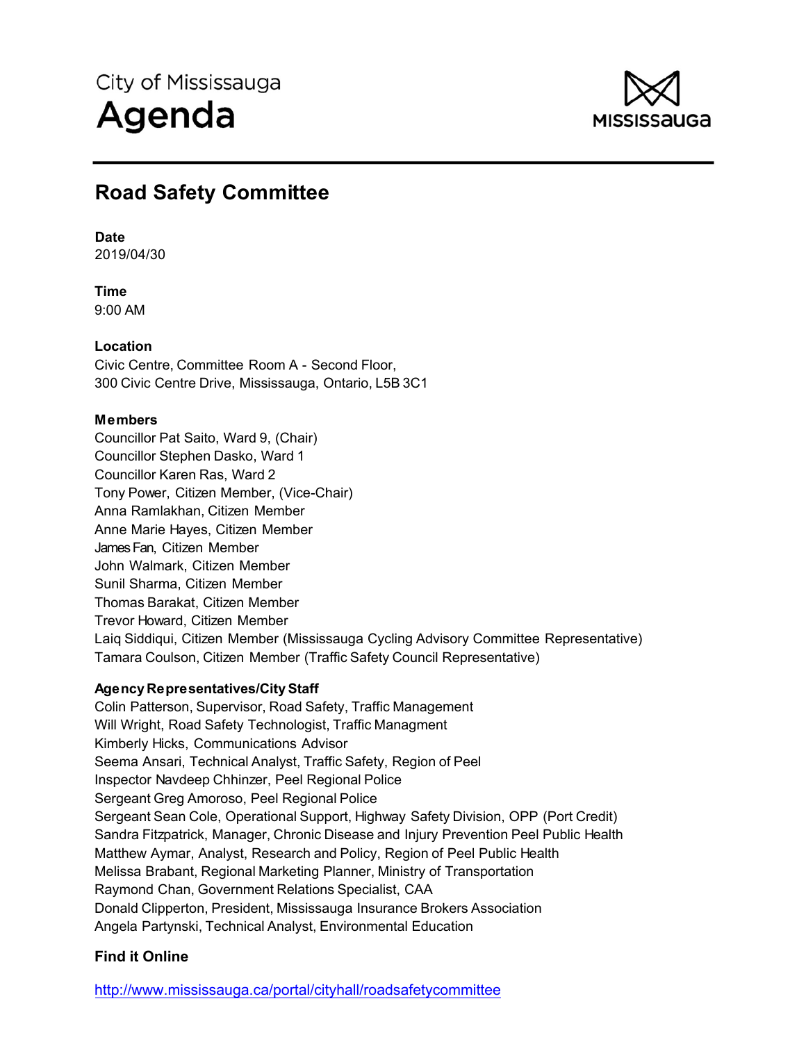City of Mississauga

# Agenda

## Road Safety Committee

**Date**

2019/04/30

**Time**

9:00 AM

**Location**

Civic Centre, Committee Room A - Second Floor,
300 Civic Centre Drive, Mississauga, Ontario, L5B 3C1

**Members**

Councillor Pat Saito, Ward 9, (Chair)
Councillor Stephen Dasko, Ward 1
Councillor Karen Ras, Ward 2
Tony Power, Citizen Member, (Vice-Chair)
Anna Ramlakhan, Citizen Member
Anne Marie Hayes, Citizen Member
James Fan, Citizen Member
John Walmark, Citizen Member
Sunil Sharma, Citizen Member
Thomas Barakat, Citizen Member
Trevor Howard, Citizen Member
Laiq Siddiqui, Citizen Member (Mississauga Cycling Advisory Committee Representative)
Tamara Coulson, Citizen Member (Traffic Safety Council Representative)

**Agency Representatives/City Staff**

Colin Patterson, Supervisor, Road Safety, Traffic Management
Will Wright, Road Safety Technologist, Traffic Managment
Kimberly Hicks, Communications Advisor
Seema Ansari, Technical Analyst, Traffic Safety, Region of Peel
Inspector Navdeep Chhinzer, Peel Regional Police
Sergeant Greg Amoroso, Peel Regional Police
Sergeant Sean Cole, Operational Support, Highway Safety Division, OPP (Port Credit)
Sandra Fitzpatrick, Manager, Chronic Disease and Injury Prevention Peel Public Health
Matthew Aymar, Analyst, Research and Policy, Region of Peel Public Health
Melissa Brabant, Regional Marketing Planner, Ministry of Transportation
Raymond Chan, Government Relations Specialist, CAA
Donald Clipperton, President, Mississauga Insurance Brokers Association
Angela Partynski, Technical Analyst, Environmental Education

**Find it Online**

http://www.mississauga.ca/portal/cityhall/roadsafetycommittee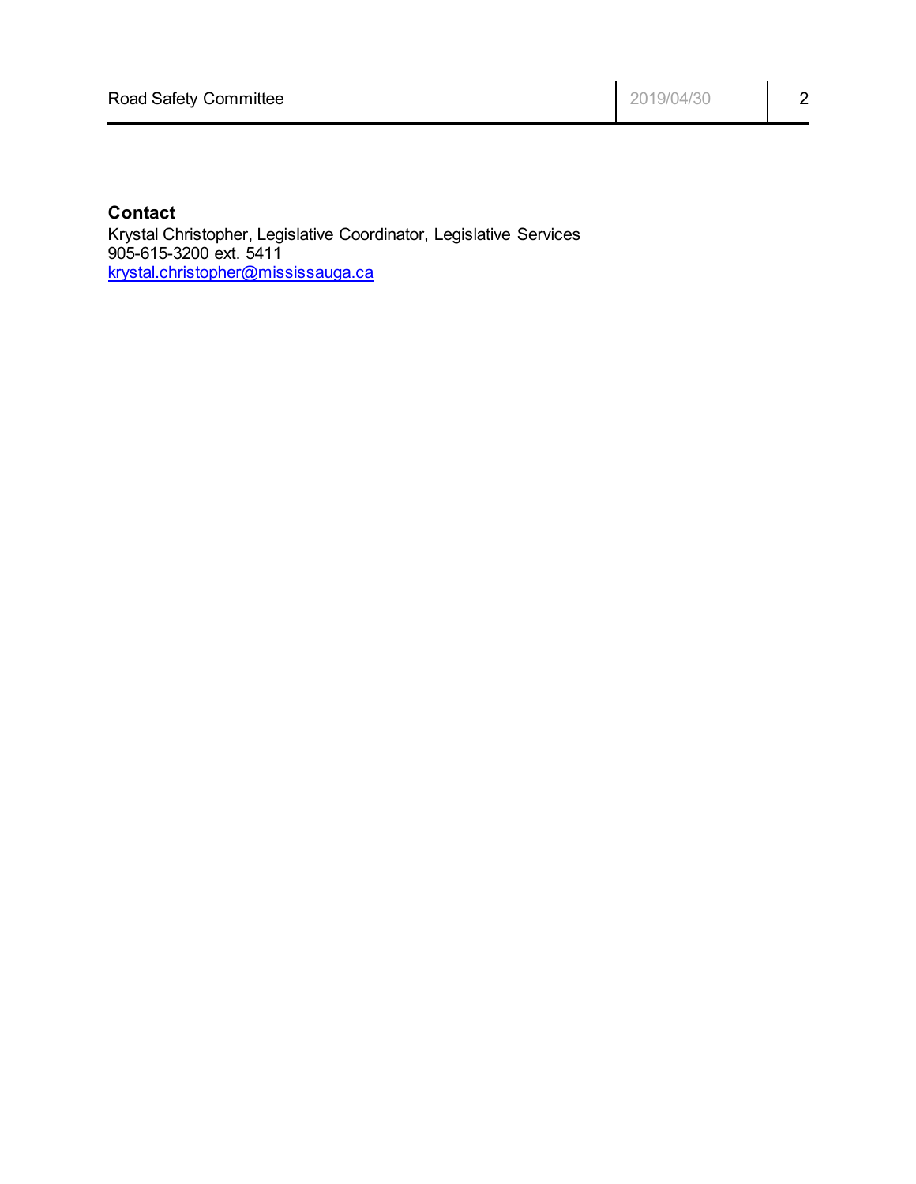**Contact**
Krystal Christopher, Legislative Coordinator, Legislative Services
905-615-3200 ext. 5411
[krystal.christopher@mississauga.ca](mailto:krystal.christopher@mississauga.ca)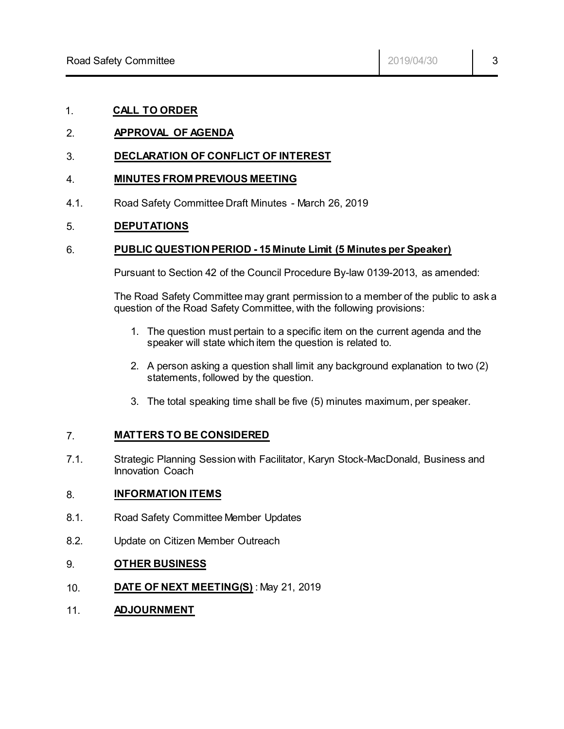1. **CALL TO ORDER**

2. **APPROVAL OF AGENDA**

3. **DECLARATION OF CONFLICT OF INTEREST**

4. **MINUTES FROM PREVIOUS MEETING**

4.1. Road Safety Committee Draft Minutes - March 26, 2019

5. **DEPUTATIONS**

6. **PUBLIC QUESTION PERIOD - 15 Minute Limit (5 Minutes per Speaker)**

Pursuant to Section 42 of the Council Procedure By-law 0139-2013, as amended:

The Road Safety Committee may grant permission to a member of the public to ask a question of the Road Safety Committee, with the following provisions:

1. The question must pertain to a specific item on the current agenda and the speaker will state which item the question is related to.
2. A person asking a question shall limit any background explanation to two (2) statements, followed by the question.
3. The total speaking time shall be five (5) minutes maximum, per speaker.

7. **MATTERS TO BE CONSIDERED**

7.1. Strategic Planning Session with Facilitator, Karyn Stock-MacDonald, Business and Innovation Coach

8. **INFORMATION ITEMS**

8.1. Road Safety Committee Member Updates

8.2. Update on Citizen Member Outreach

9. **OTHER BUSINESS**

10. **DATE OF NEXT MEETING(S)** : May 21, 2019

11. **ADJOURNMENT**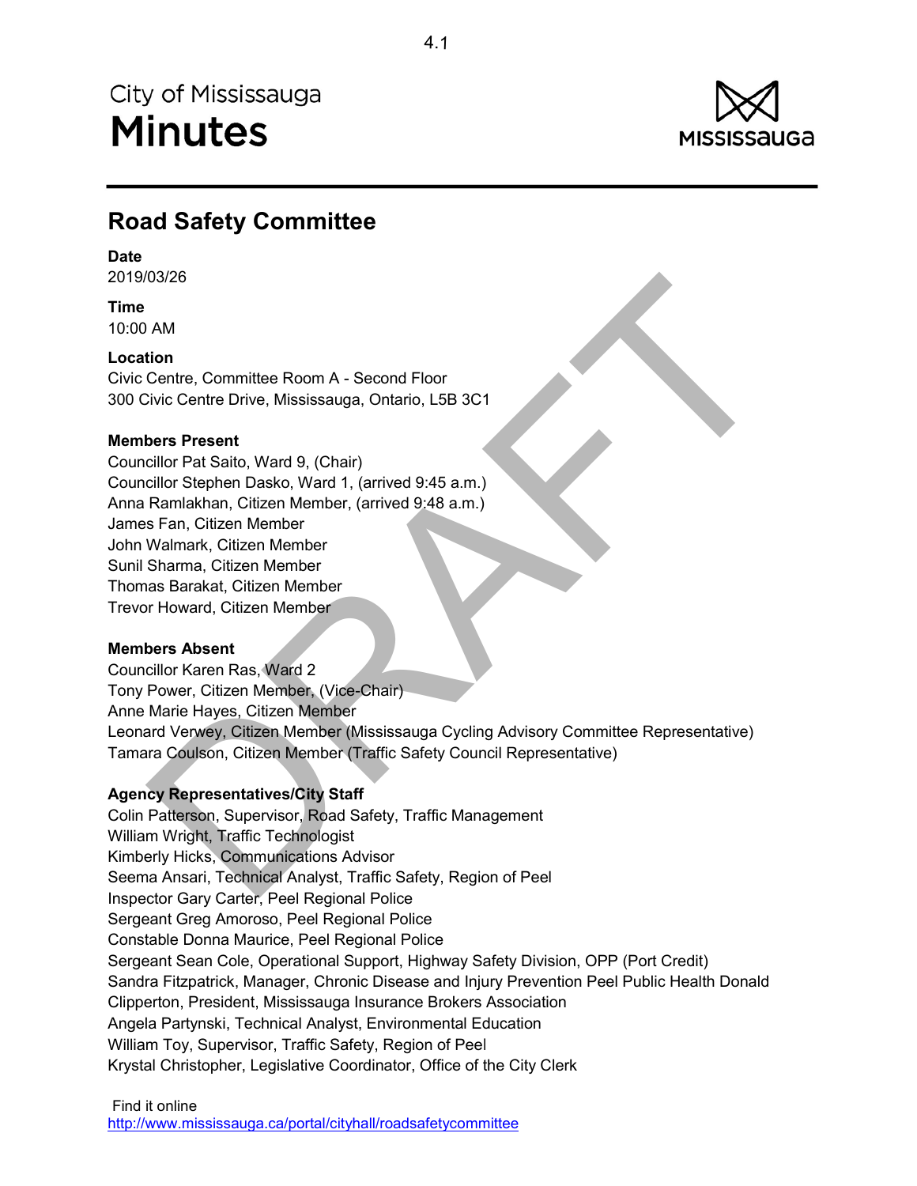# City of Mississauga Minutes

## Road Safety Committee

**Date**
2019/03/26

**Time**
10:00 AM

**Location**
Civic Centre, Committee Room A - Second Floor
300 Civic Centre Drive, Mississauga, Ontario, L5B 3C1

**Members Present**
Councillor Pat Saito, Ward 9, (Chair)
Councillor Stephen Dasko, Ward 1, (arrived 9:45 a.m.)
Anna Ramlakhan, Citizen Member, (arrived 9:48 a.m.)
James Fan, Citizen Member
John Walmark, Citizen Member
Sunil Sharma, Citizen Member
Thomas Barakat, Citizen Member
Trevor Howard, Citizen Member

**Members Absent**
Councillor Karen Ras, Ward 2
Tony Power, Citizen Member, (Vice-Chair)
Anne Marie Hayes, Citizen Member
Leonard Verwey, Citizen Member (Mississauga Cycling Advisory Committee Representative)
Tamara Coulson, Citizen Member (Traffic Safety Council Representative)

**Agency Representatives/City Staff**
Colin Patterson, Supervisor, Road Safety, Traffic Management
William Wright, Traffic Technologist
Kimberly Hicks, Communications Advisor
Seema Ansari, Technical Analyst, Traffic Safety, Region of Peel
Inspector Gary Carter, Peel Regional Police
Sergeant Greg Amoroso, Peel Regional Police
Constable Donna Maurice, Peel Regional Police
Sergeant Sean Cole, Operational Support, Highway Safety Division, OPP (Port Credit)
Sandra Fitzpatrick, Manager, Chronic Disease and Injury Prevention Peel Public Health Donald Clipperton, President, Mississauga Insurance Brokers Association
Angela Partynski, Technical Analyst, Environmental Education
William Toy, Supervisor, Traffic Safety, Region of Peel
Krystal Christopher, Legislative Coordinator, Office of the City Clerk

Find it online
http://www.mississauga.ca/portal/cityhall/roadsafetycommittee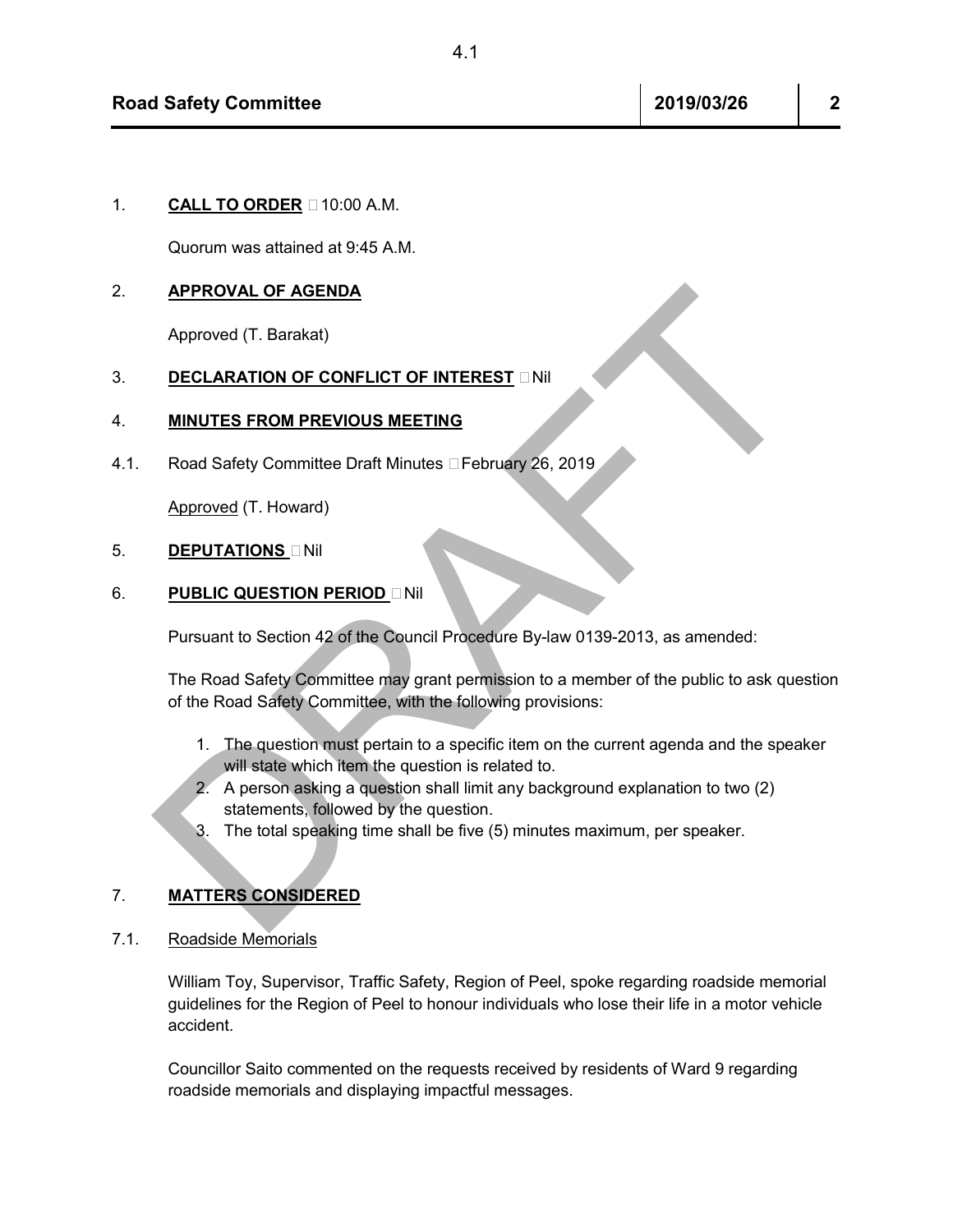1. **CALL TO ORDER** – 10:00 A.M.

   Quorum was attained at 9:45 A.M.

2. **APPROVAL OF AGENDA**

   Approved (T. Barakat)

3. **DECLARATION OF CONFLICT OF INTEREST** – Nil

4. **MINUTES FROM PREVIOUS MEETING**

4.1. Road Safety Committee Draft Minutes – February 26, 2019

   Approved (T. Howard)

5. **DEPUTATIONS** – Nil

6. **PUBLIC QUESTION PERIOD** – Nil

   Pursuant to Section 42 of the Council Procedure By-law 0139-2013, as amended:

   The Road Safety Committee may grant permission to a member of the public to ask question of the Road Safety Committee, with the following provisions:

   1. The question must pertain to a specific item on the current agenda and the speaker will state which item the question is related to.
   2. A person asking a question shall limit any background explanation to two (2) statements, followed by the question.
   3. The total speaking time shall be five (5) minutes maximum, per speaker.

7. **MATTERS CONSIDERED**

7.1. Roadside Memorials

   William Toy, Supervisor, Traffic Safety, Region of Peel, spoke regarding roadside memorial guidelines for the Region of Peel to honour individuals who lose their life in a motor vehicle accident.

   Councillor Saito commented on the requests received by residents of Ward 9 regarding roadside memorials and displaying impactful messages.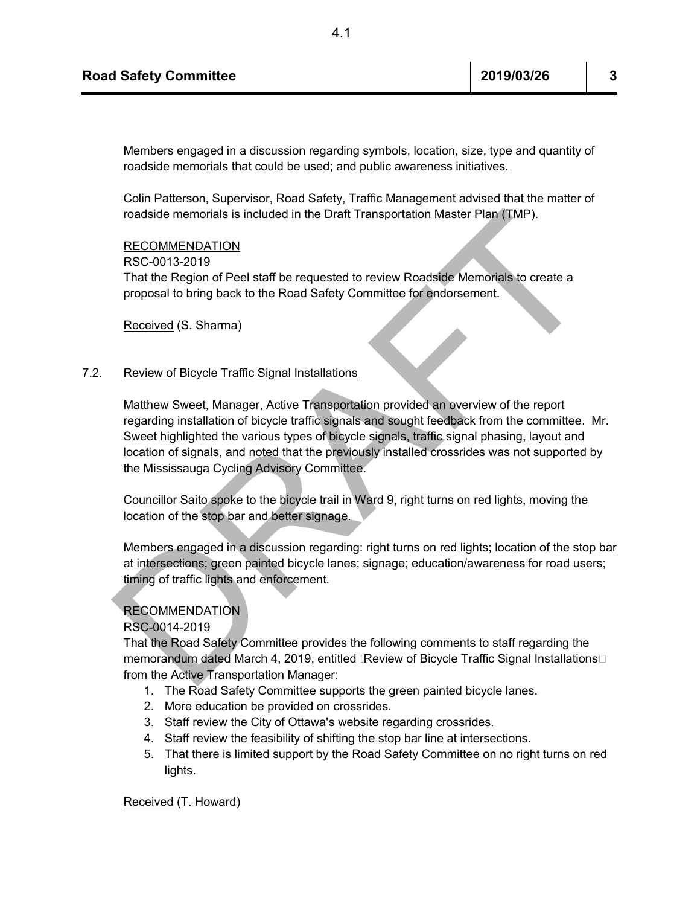Members engaged in a discussion regarding symbols, location, size, type and quantity of roadside memorials that could be used; and public awareness initiatives.

Colin Patterson, Supervisor, Road Safety, Traffic Management advised that the matter of roadside memorials is included in the Draft Transportation Master Plan (TMP).

RECOMMENDATION
RSC-0013-2019
That the Region of Peel staff be requested to review Roadside Memorials to create a proposal to bring back to the Road Safety Committee for endorsement.

Received (S. Sharma)

7.2. Review of Bicycle Traffic Signal Installations

Matthew Sweet, Manager, Active Transportation provided an overview of the report regarding installation of bicycle traffic signals and sought feedback from the committee. Mr. Sweet highlighted the various types of bicycle signals, traffic signal phasing, layout and location of signals, and noted that the previously installed crossrides was not supported by the Mississauga Cycling Advisory Committee.

Councillor Saito spoke to the bicycle trail in Ward 9, right turns on red lights, moving the location of the stop bar and better signage.

Members engaged in a discussion regarding: right turns on red lights; location of the stop bar at intersections; green painted bicycle lanes; signage; education/awareness for road users; timing of traffic lights and enforcement.

RECOMMENDATION
RSC-0014-2019
That the Road Safety Committee provides the following comments to staff regarding the memorandum dated March 4, 2019, entitled "Review of Bicycle Traffic Signal Installations" from the Active Transportation Manager:

1. The Road Safety Committee supports the green painted bicycle lanes.
2. More education be provided on crossrides.
3. Staff review the City of Ottawa's website regarding crossrides.
4. Staff review the feasibility of shifting the stop bar line at intersections.
5. That there is limited support by the Road Safety Committee on no right turns on red lights.

Received (T. Howard)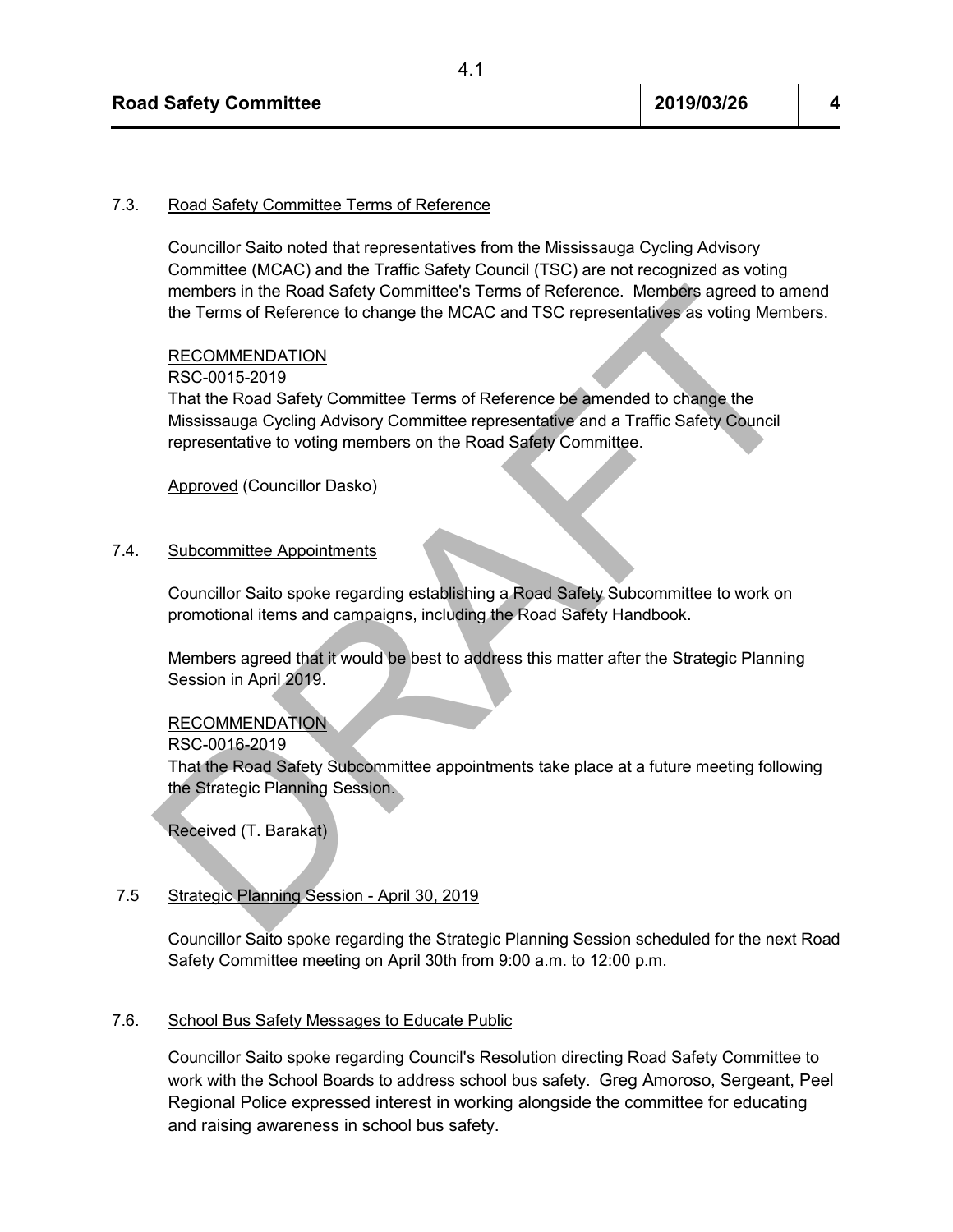7.3. Road Safety Committee Terms of Reference

Councillor Saito noted that representatives from the Mississauga Cycling Advisory Committee (MCAC) and the Traffic Safety Council (TSC) are not recognized as voting members in the Road Safety Committee's Terms of Reference. Members agreed to amend the Terms of Reference to change the MCAC and TSC representatives as voting Members.

RECOMMENDATION
RSC-0015-2019
That the Road Safety Committee Terms of Reference be amended to change the Mississauga Cycling Advisory Committee representative and a Traffic Safety Council representative to voting members on the Road Safety Committee.

Approved (Councillor Dasko)

7.4. Subcommittee Appointments

Councillor Saito spoke regarding establishing a Road Safety Subcommittee to work on promotional items and campaigns, including the Road Safety Handbook.

Members agreed that it would be best to address this matter after the Strategic Planning Session in April 2019.

RECOMMENDATION
RSC-0016-2019
That the Road Safety Subcommittee appointments take place at a future meeting following the Strategic Planning Session.

Received (T. Barakat)

7.5 Strategic Planning Session - April 30, 2019

Councillor Saito spoke regarding the Strategic Planning Session scheduled for the next Road Safety Committee meeting on April 30th from 9:00 a.m. to 12:00 p.m.

7.6. School Bus Safety Messages to Educate Public

Councillor Saito spoke regarding Council's Resolution directing Road Safety Committee to work with the School Boards to address school bus safety. Greg Amoroso, Sergeant, Peel Regional Police expressed interest in working alongside the committee for educating and raising awareness in school bus safety.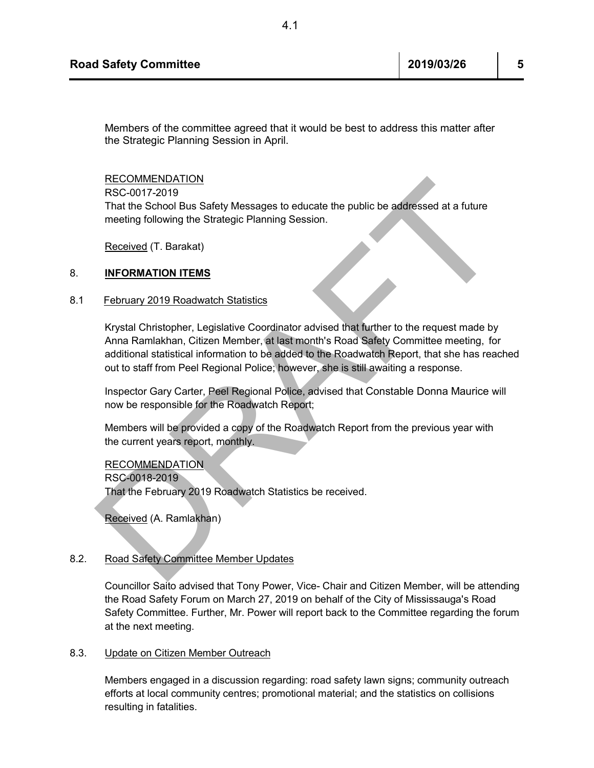Members of the committee agreed that it would be best to address this matter after the Strategic Planning Session in April.

RECOMMENDATION
RSC-0017-2019
That the School Bus Safety Messages to educate the public be addressed at a future meeting following the Strategic Planning Session.

Received (T. Barakat)

## 8. **INFORMATION ITEMS**

### 8.1 February 2019 Roadwatch Statistics

Krystal Christopher, Legislative Coordinator advised that further to the request made by Anna Ramlakhan, Citizen Member, at last month's Road Safety Committee meeting, for additional statistical information to be added to the Roadwatch Report, that she has reached out to staff from Peel Regional Police; however, she is still awaiting a response.

Inspector Gary Carter, Peel Regional Police, advised that Constable Donna Maurice will now be responsible for the Roadwatch Report;

Members will be provided a copy of the Roadwatch Report from the previous year with the current years report, monthly.

RECOMMENDATION
RSC-0018-2019
That the February 2019 Roadwatch Statistics be received.

Received (A. Ramlakhan)

### 8.2. Road Safety Committee Member Updates

Councillor Saito advised that Tony Power, Vice- Chair and Citizen Member, will be attending the Road Safety Forum on March 27, 2019 on behalf of the City of Mississauga's Road Safety Committee. Further, Mr. Power will report back to the Committee regarding the forum at the next meeting.

### 8.3. Update on Citizen Member Outreach

Members engaged in a discussion regarding: road safety lawn signs; community outreach efforts at local community centres; promotional material; and the statistics on collisions resulting in fatalities.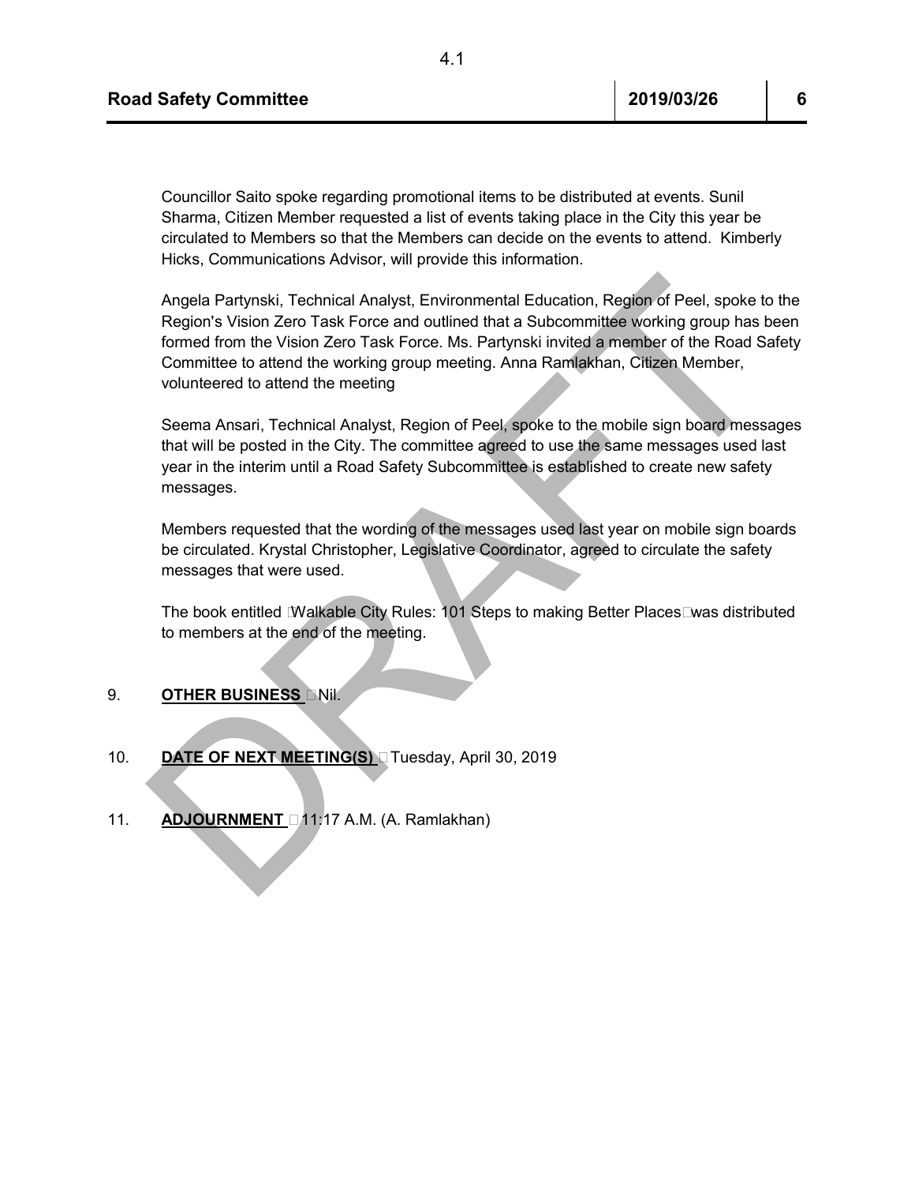Councillor Saito spoke regarding promotional items to be distributed at events. Sunil Sharma, Citizen Member requested a list of events taking place in the City this year be circulated to Members so that the Members can decide on the events to attend. Kimberly Hicks, Communications Advisor, will provide this information.

Angela Partynski, Technical Analyst, Environmental Education, Region of Peel, spoke to the Region's Vision Zero Task Force and outlined that a Subcommittee working group has been formed from the Vision Zero Task Force. Ms. Partynski invited a member of the Road Safety Committee to attend the working group meeting. Anna Ramlakhan, Citizen Member, volunteered to attend the meeting

Seema Ansari, Technical Analyst, Region of Peel, spoke to the mobile sign board messages that will be posted in the City. The committee agreed to use the same messages used last year in the interim until a Road Safety Subcommittee is established to create new safety messages.

Members requested that the wording of the messages used last year on mobile sign boards be circulated. Krystal Christopher, Legislative Coordinator, agreed to circulate the safety messages that were used.

The book entitled "Walkable City Rules: 101 Steps to making Better Places" was distributed to members at the end of the meeting.

9. **OTHER BUSINESS** – Nil.

10. **DATE OF NEXT MEETING(S)** – Tuesday, April 30, 2019

11. **ADJOURNMENT** – 11:17 A.M. (A. Ramlakhan)